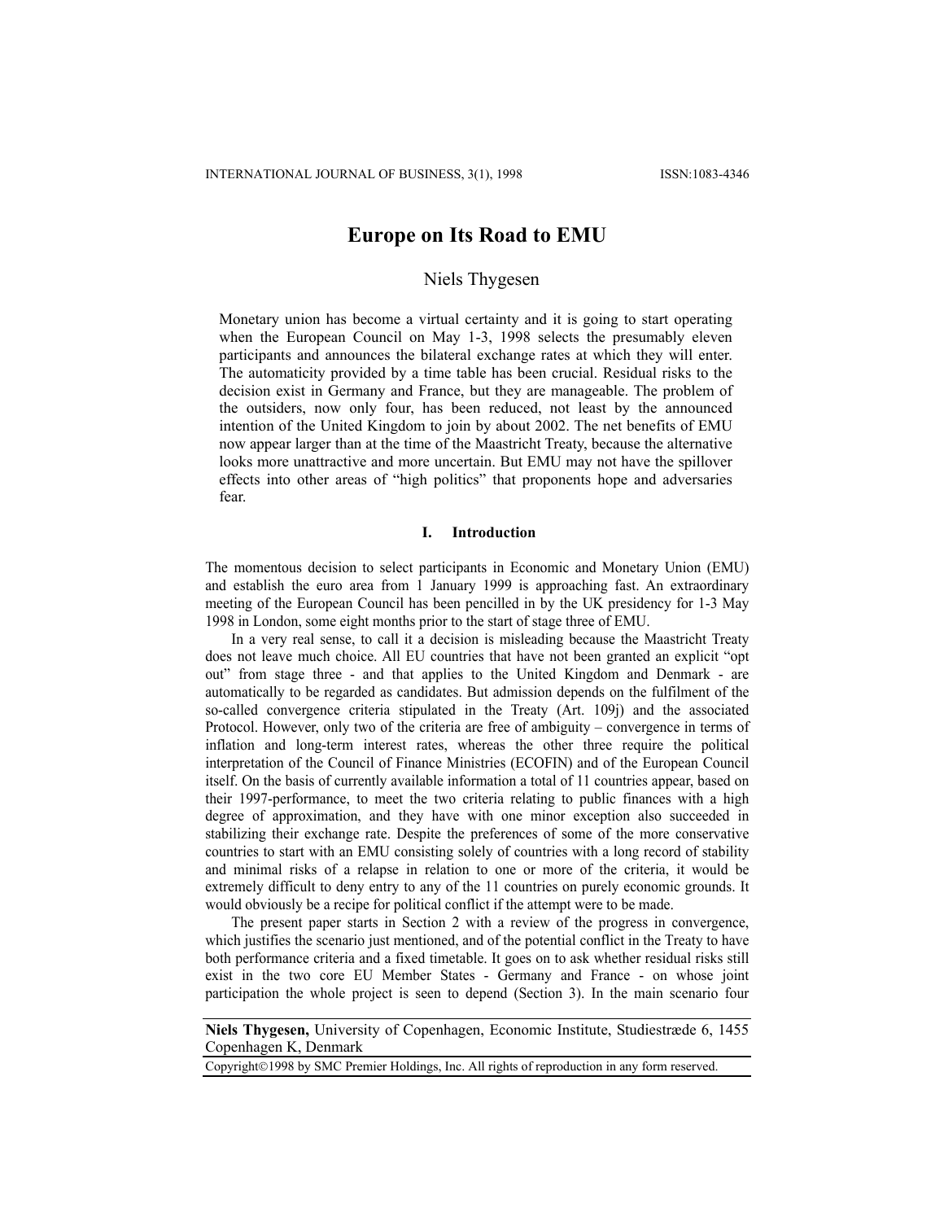# Europe on Its Road to EMU

Niels Thygesen

Monetary union has become a virtual certainty and it is going to start operating when the European Council on May 1-3, 1998 selects the presumably eleven participants and announces the bilateral exchange rates at which they will enter. The automaticity provided by a time table has been crucial. Residual risks to the decision exist in Germany and France, but they are manageable. The problem of the outsiders, now only four, has been reduced, not least by the announced intention of the United Kingdom to join by about 2002. The net benefits of EMU now appear larger than at the time of the Maastricht Treaty, because the alternative looks more unattractive and more uncertain. But EMU may not have the spillover effects into other areas of "high politics" that proponents hope and adversaries fear.

## I. Introduction

The momentous decision to select participants in Economic and Monetary Union (EMU) and establish the euro area from 1 January 1999 is approaching fast. An extraordinary meeting of the European Council has been pencilled in by the UK presidency for 1-3 May 1998 in London, some eight months prior to the start of stage three of EMU.

In a very real sense, to call it a decision is misleading because the Maastricht Treaty does not leave much choice. All EU countries that have not been granted an explicit "opt out" from stage three - and that applies to the United Kingdom and Denmark - are automatically to be regarded as candidates. But admission depends on the fulfilment of the so-called convergence criteria stipulated in the Treaty (Art. 109j) and the associated Protocol. However, only two of the criteria are free of ambiguity – convergence in terms of inflation and long-term interest rates, whereas the other three require the political interpretation of the Council of Finance Ministries (ECOFIN) and of the European Council itself. On the basis of currently available information a total of 11 countries appear, based on their 1997-performance, to meet the two criteria relating to public finances with a high degree of approximation, and they have with one minor exception also succeeded in stabilizing their exchange rate. Despite the preferences of some of the more conservative countries to start with an EMU consisting solely of countries with a long record of stability and minimal risks of a relapse in relation to one or more of the criteria, it would be extremely difficult to deny entry to any of the 11 countries on purely economic grounds. It would obviously be a recipe for political conflict if the attempt were to be made.

The present paper starts in Section 2 with a review of the progress in convergence, which justifies the scenario just mentioned, and of the potential conflict in the Treaty to have both performance criteria and a fixed timetable. It goes on to ask whether residual risks still exist in the two core EU Member States - Germany and France - on whose joint participation the whole project is seen to depend (Section 3). In the main scenario four

**Niels Thygesen,** University of Copenhagen, Economic Institute, Studiestræde 6, 1455 Copenhagen K, Denmark

Copyright©1998 by SMC Premier Holdings, Inc. All rights of reproduction in any form reserved.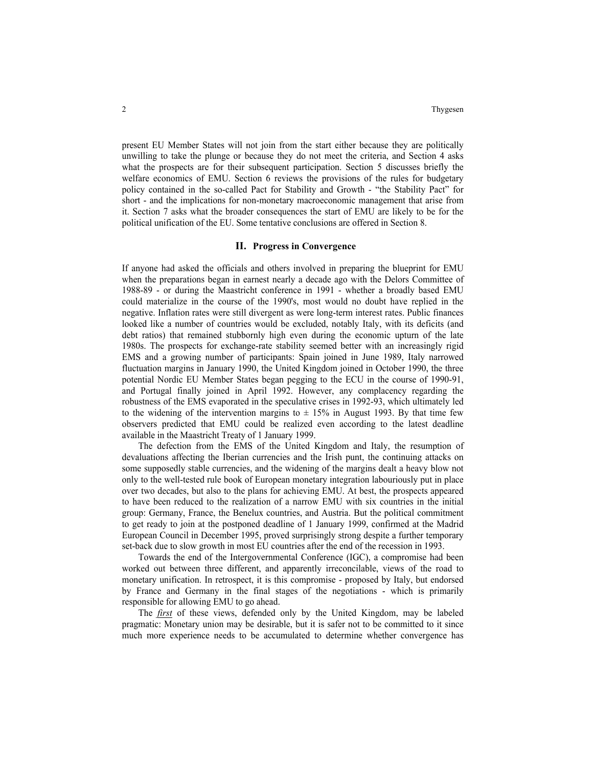present EU Member States will not join from the start either because they are politically unwilling to take the plunge or because they do not meet the criteria, and Section 4 asks what the prospects are for their subsequent participation. Section 5 discusses briefly the welfare economics of EMU. Section 6 reviews the provisions of the rules for budgetary policy contained in the so-called Pact for Stability and Growth - "the Stability Pact" for short - and the implications for non-monetary macroeconomic management that arise from it. Section 7 asks what the broader consequences the start of EMU are likely to be for the political unification of the EU. Some tentative conclusions are offered in Section 8.

## II. Progress in Convergence

If anyone had asked the officials and others involved in preparing the blueprint for EMU when the preparations began in earnest nearly a decade ago with the Delors Committee of 1988-89 - or during the Maastricht conference in 1991 - whether a broadly based EMU could materialize in the course of the 1990's, most would no doubt have replied in the negative. Inflation rates were still divergent as were long-term interest rates. Public finances looked like a number of countries would be excluded, notably Italy, with its deficits (and debt ratios) that remained stubbornly high even during the economic upturn of the late 1980s. The prospects for exchange-rate stability seemed better with an increasingly rigid EMS and a growing number of participants: Spain joined in June 1989, Italy narrowed fluctuation margins in January 1990, the United Kingdom joined in October 1990, the three potential Nordic EU Member States began pegging to the ECU in the course of 1990-91, and Portugal finally joined in April 1992. However, any complacency regarding the robustness of the EMS evaporated in the speculative crises in 1992-93, which ultimately led to the widening of the intervention margins to ± 15% in August 1993. By that time few observers predicted that EMU could be realized even according to the latest deadline available in the Maastricht Treaty of 1 January 1999.

The defection from the EMS of the United Kingdom and Italy, the resumption of devaluations affecting the Iberian currencies and the Irish punt, the continuing attacks on some supposedly stable currencies, and the widening of the margins dealt a heavy blow not only to the well-tested rule book of European monetary integration labouriously put in place over two decades, but also to the plans for achieving EMU. At best, the prospects appeared to have been reduced to the realization of a narrow EMU with six countries in the initial group: Germany, France, the Benelux countries, and Austria. But the political commitment to get ready to join at the postponed deadline of 1 January 1999, confirmed at the Madrid European Council in December 1995, proved surprisingly strong despite a further temporary set-back due to slow growth in most EU countries after the end of the recession in 1993.

Towards the end of the Intergovernmental Conference (IGC), a compromise had been worked out between three different, and apparently irreconcilable, views of the road to monetary unification. In retrospect, it is this compromise - proposed by Italy, but endorsed by France and Germany in the final stages of the negotiations - which is primarily responsible for allowing EMU to go ahead.

The ***first*** of these views, defended only by the United Kingdom, may be labeled pragmatic: Monetary union may be desirable, but it is safer not to be committed to it since much more experience needs to be accumulated to determine whether convergence has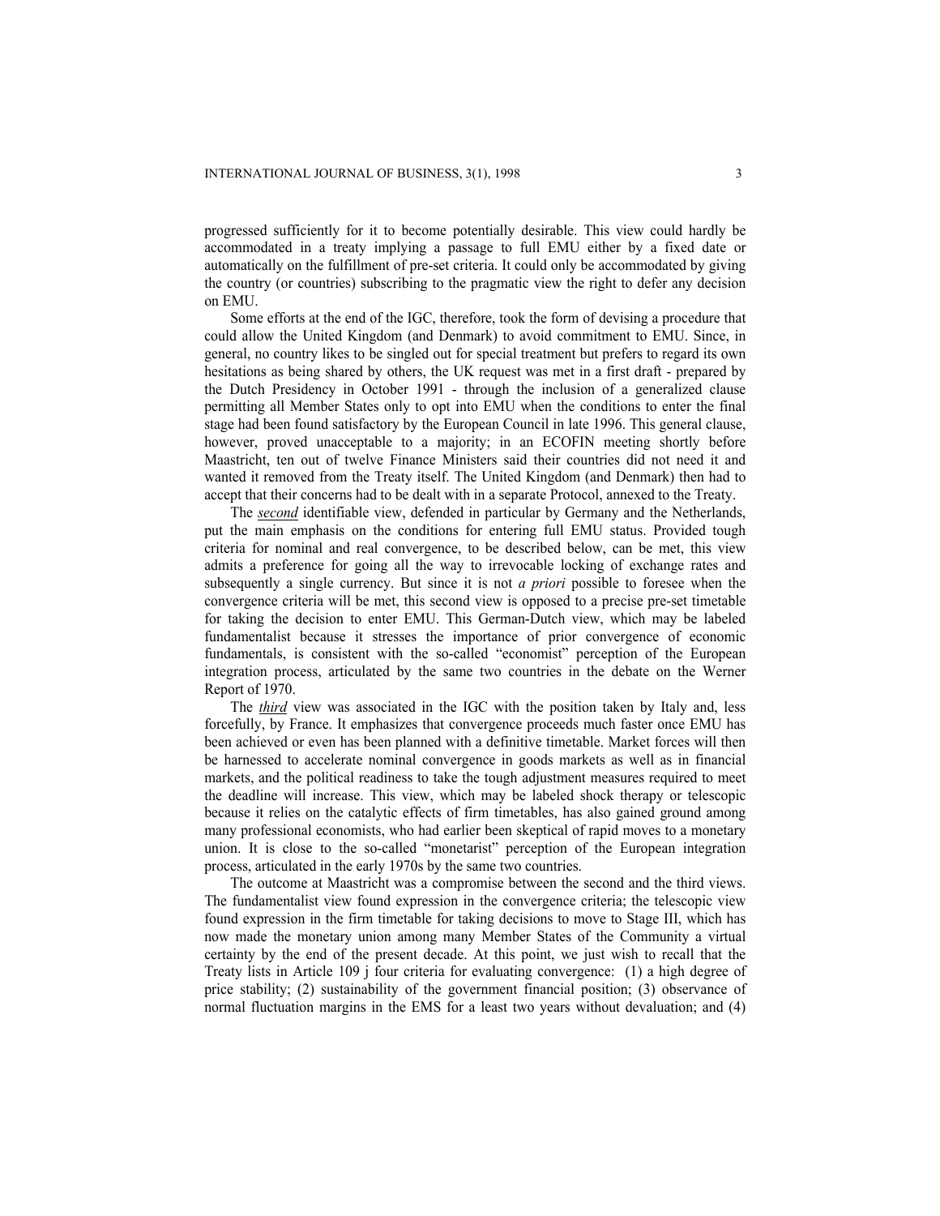progressed sufficiently for it to become potentially desirable. This view could hardly be accommodated in a treaty implying a passage to full EMU either by a fixed date or automatically on the fulfillment of pre-set criteria. It could only be accommodated by giving the country (or countries) subscribing to the pragmatic view the right to defer any decision on EMU.

Some efforts at the end of the IGC, therefore, took the form of devising a procedure that could allow the United Kingdom (and Denmark) to avoid commitment to EMU. Since, in general, no country likes to be singled out for special treatment but prefers to regard its own hesitations as being shared by others, the UK request was met in a first draft - prepared by the Dutch Presidency in October 1991 - through the inclusion of a generalized clause permitting all Member States only to opt into EMU when the conditions to enter the final stage had been found satisfactory by the European Council in late 1996. This general clause, however, proved unacceptable to a majority; in an ECOFIN meeting shortly before Maastricht, ten out of twelve Finance Ministers said their countries did not need it and wanted it removed from the Treaty itself. The United Kingdom (and Denmark) then had to accept that their concerns had to be dealt with in a separate Protocol, annexed to the Treaty.

The ***second*** identifiable view, defended in particular by Germany and the Netherlands, put the main emphasis on the conditions for entering full EMU status. Provided tough criteria for nominal and real convergence, to be described below, can be met, this view admits a preference for going all the way to irrevocable locking of exchange rates and subsequently a single currency. But since it is not *a priori* possible to foresee when the convergence criteria will be met, this second view is opposed to a precise pre-set timetable for taking the decision to enter EMU. This German-Dutch view, which may be labeled fundamentalist because it stresses the importance of prior convergence of economic fundamentals, is consistent with the so-called "economist" perception of the European integration process, articulated by the same two countries in the debate on the Werner Report of 1970.

The ***third*** view was associated in the IGC with the position taken by Italy and, less forcefully, by France. It emphasizes that convergence proceeds much faster once EMU has been achieved or even has been planned with a definitive timetable. Market forces will then be harnessed to accelerate nominal convergence in goods markets as well as in financial markets, and the political readiness to take the tough adjustment measures required to meet the deadline will increase. This view, which may be labeled shock therapy or telescopic because it relies on the catalytic effects of firm timetables, has also gained ground among many professional economists, who had earlier been skeptical of rapid moves to a monetary union. It is close to the so-called "monetarist" perception of the European integration process, articulated in the early 1970s by the same two countries.

The outcome at Maastricht was a compromise between the second and the third views. The fundamentalist view found expression in the convergence criteria; the telescopic view found expression in the firm timetable for taking decisions to move to Stage III, which has now made the monetary union among many Member States of the Community a virtual certainty by the end of the present decade. At this point, we just wish to recall that the Treaty lists in Article 109 j four criteria for evaluating convergence: (1) a high degree of price stability; (2) sustainability of the government financial position; (3) observance of normal fluctuation margins in the EMS for a least two years without devaluation; and (4)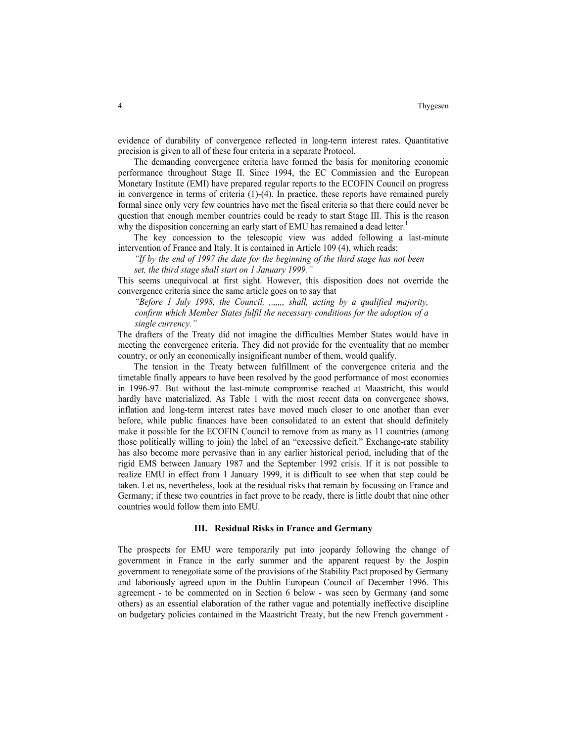evidence of durability of convergence reflected in long-term interest rates. Quantitative precision is given to all of these four criteria in a separate Protocol.

The demanding convergence criteria have formed the basis for monitoring economic performance throughout Stage II. Since 1994, the EC Commission and the European Monetary Institute (EMI) have prepared regular reports to the ECOFIN Council on progress in convergence in terms of criteria (1)-(4). In practice, these reports have remained purely formal since only very few countries have met the fiscal criteria so that there could never be question that enough member countries could be ready to start Stage III. This is the reason why the disposition concerning an early start of EMU has remained a dead letter.[1]

The key concession to the telescopic view was added following a last-minute intervention of France and Italy. It is contained in Article 109 (4), which reads:

*"If by the end of 1997 the date for the beginning of the third stage has not been set, the third stage shall start on 1 January 1999."*

This seems unequivocal at first sight. However, this disposition does not override the convergence criteria since the same article goes on to say that

*"Before 1 July 1998, the Council, ,.,,,,, shall, acting by a qualified majority, confirm which Member States fulfil the necessary conditions for the adoption of a single currency."*

The drafters of the Treaty did not imagine the difficulties Member States would have in meeting the convergence criteria. They did not provide for the eventuality that no member country, or only an economically insignificant number of them, would qualify.

The tension in the Treaty between fulfillment of the convergence criteria and the timetable finally appears to have been resolved by the good performance of most economies in 1996-97. But without the last-minute compromise reached at Maastricht, this would hardly have materialized. As Table 1 with the most recent data on convergence shows, inflation and long-term interest rates have moved much closer to one another than ever before, while public finances have been consolidated to an extent that should definitely make it possible for the ECOFIN Council to remove from as many as 11 countries (among those politically willing to join) the label of an "excessive deficit." Exchange-rate stability has also become more pervasive than in any earlier historical period, including that of the rigid EMS between January 1987 and the September 1992 crisis. If it is not possible to realize EMU in effect from 1 January 1999, it is difficult to see when that step could be taken. Let us, nevertheless, look at the residual risks that remain by focussing on France and Germany; if these two countries in fact prove to be ready, there is little doubt that nine other countries would follow them into EMU.

## III. Residual Risks in France and Germany

The prospects for EMU were temporarily put into jeopardy following the change of government in France in the early summer and the apparent request by the Jospin government to renegotiate some of the provisions of the Stability Pact proposed by Germany and laboriously agreed upon in the Dublin European Council of December 1996. This agreement - to be commented on in Section 6 below - was seen by Germany (and some others) as an essential elaboration of the rather vague and potentially ineffective discipline on budgetary policies contained in the Maastricht Treaty, but the new French government -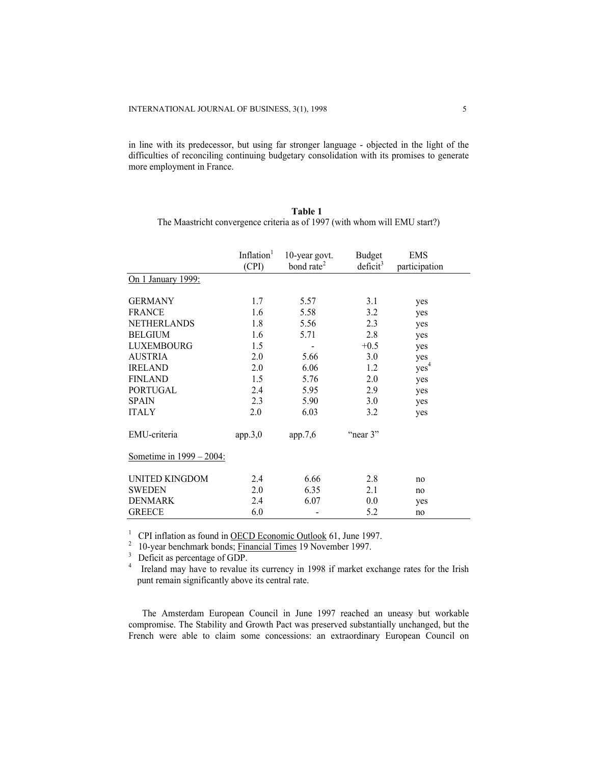in line with its predecessor, but using far stronger language - objected in the light of the difficulties of reconciling continuing budgetary consolidation with its promises to generate more employment in France.

**Table 1**
The Maastricht convergence criteria as of 1997 (with whom will EMU start?)

| | Inflation[1] (CPI) | 10-year govt. bond rate[2] | Budget deficit[3] | EMS participation |
|---|---|---|---|---|
| On 1 January 1999: | | | | |
| GERMANY | 1.7 | 5.57 | 3.1 | yes |
| FRANCE | 1.6 | 5.58 | 3.2 | yes |
| NETHERLANDS | 1.8 | 5.56 | 2.3 | yes |
| BELGIUM | 1.6 | 5.71 | 2.8 | yes |
| LUXEMBOURG | 1.5 | - | +0.5 | yes |
| AUSTRIA | 2.0 | 5.66 | 3.0 | yes |
| IRELAND | 2.0 | 6.06 | 1.2 | yes[4] |
| FINLAND | 1.5 | 5.76 | 2.0 | yes |
| PORTUGAL | 2.4 | 5.95 | 2.9 | yes |
| SPAIN | 2.3 | 5.90 | 3.0 | yes |
| ITALY | 2.0 | 6.03 | 3.2 | yes |
| EMU-criteria | app.3,0 | app.7,6 | "near 3" | |
| Sometime in 1999 – 2004: | | | | |
| UNITED KINGDOM | 2.4 | 6.66 | 2.8 | no |
| SWEDEN | 2.0 | 6.35 | 2.1 | no |
| DENMARK | 2.4 | 6.07 | 0.0 | yes |
| GREECE | 6.0 | - | 5.2 | no |

[1] CPI inflation as found in OECD Economic Outlook 61, June 1997.
[2] 10-year benchmark bonds; Financial Times 19 November 1997.
[3] Deficit as percentage of GDP.
[4] Ireland may have to revalue its currency in 1998 if market exchange rates for the Irish punt remain significantly above its central rate.

The Amsterdam European Council in June 1997 reached an uneasy but workable compromise. The Stability and Growth Pact was preserved substantially unchanged, but the French were able to claim some concessions: an extraordinary European Council on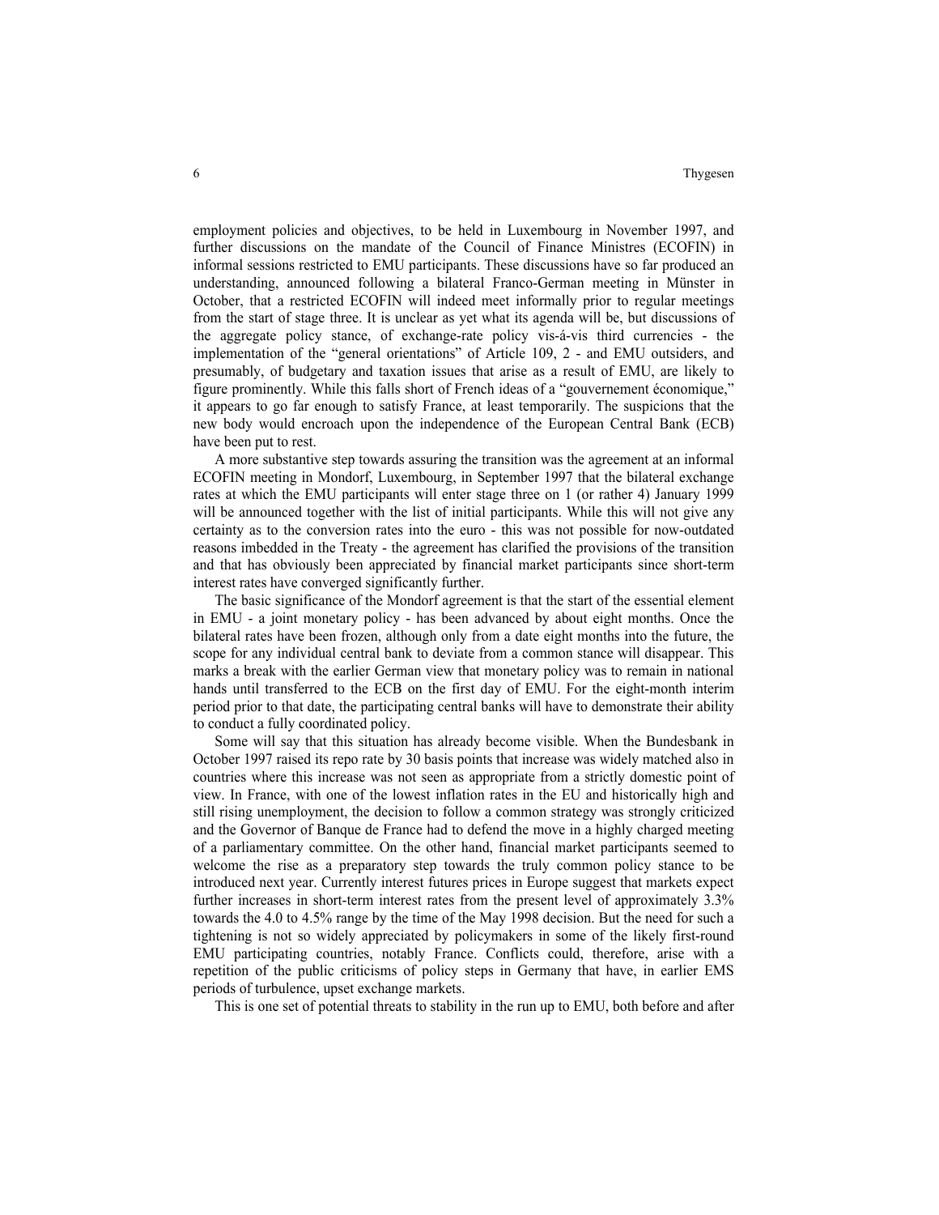employment policies and objectives, to be held in Luxembourg in November 1997, and further discussions on the mandate of the Council of Finance Ministres (ECOFIN) in informal sessions restricted to EMU participants. These discussions have so far produced an understanding, announced following a bilateral Franco-German meeting in Münster in October, that a restricted ECOFIN will indeed meet informally prior to regular meetings from the start of stage three. It is unclear as yet what its agenda will be, but discussions of the aggregate policy stance, of exchange-rate policy vis-á-vis third currencies - the implementation of the "general orientations" of Article 109, 2 - and EMU outsiders, and presumably, of budgetary and taxation issues that arise as a result of EMU, are likely to figure prominently. While this falls short of French ideas of a "gouvernement économique," it appears to go far enough to satisfy France, at least temporarily. The suspicions that the new body would encroach upon the independence of the European Central Bank (ECB) have been put to rest.

A more substantive step towards assuring the transition was the agreement at an informal ECOFIN meeting in Mondorf, Luxembourg, in September 1997 that the bilateral exchange rates at which the EMU participants will enter stage three on 1 (or rather 4) January 1999 will be announced together with the list of initial participants. While this will not give any certainty as to the conversion rates into the euro - this was not possible for now-outdated reasons imbedded in the Treaty - the agreement has clarified the provisions of the transition and that has obviously been appreciated by financial market participants since short-term interest rates have converged significantly further.

The basic significance of the Mondorf agreement is that the start of the essential element in EMU - a joint monetary policy - has been advanced by about eight months. Once the bilateral rates have been frozen, although only from a date eight months into the future, the scope for any individual central bank to deviate from a common stance will disappear. This marks a break with the earlier German view that monetary policy was to remain in national hands until transferred to the ECB on the first day of EMU. For the eight-month interim period prior to that date, the participating central banks will have to demonstrate their ability to conduct a fully coordinated policy.

Some will say that this situation has already become visible. When the Bundesbank in October 1997 raised its repo rate by 30 basis points that increase was widely matched also in countries where this increase was not seen as appropriate from a strictly domestic point of view. In France, with one of the lowest inflation rates in the EU and historically high and still rising unemployment, the decision to follow a common strategy was strongly criticized and the Governor of Banque de France had to defend the move in a highly charged meeting of a parliamentary committee. On the other hand, financial market participants seemed to welcome the rise as a preparatory step towards the truly common policy stance to be introduced next year. Currently interest futures prices in Europe suggest that markets expect further increases in short-term interest rates from the present level of approximately 3.3% towards the 4.0 to 4.5% range by the time of the May 1998 decision. But the need for such a tightening is not so widely appreciated by policymakers in some of the likely first-round EMU participating countries, notably France. Conflicts could, therefore, arise with a repetition of the public criticisms of policy steps in Germany that have, in earlier EMS periods of turbulence, upset exchange markets.

This is one set of potential threats to stability in the run up to EMU, both before and after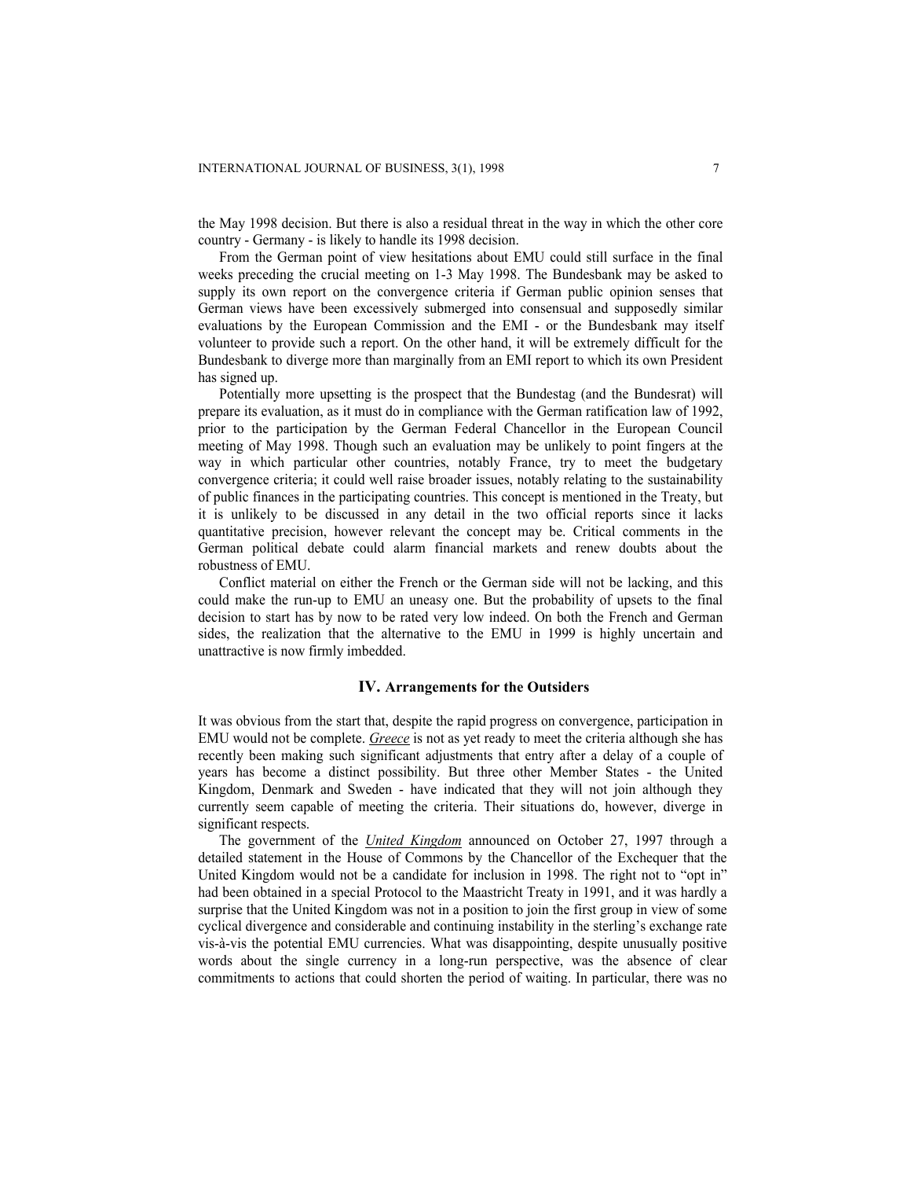the May 1998 decision. But there is also a residual threat in the way in which the other core country - Germany - is likely to handle its 1998 decision.

From the German point of view hesitations about EMU could still surface in the final weeks preceding the crucial meeting on 1-3 May 1998. The Bundesbank may be asked to supply its own report on the convergence criteria if German public opinion senses that German views have been excessively submerged into consensual and supposedly similar evaluations by the European Commission and the EMI - or the Bundesbank may itself volunteer to provide such a report. On the other hand, it will be extremely difficult for the Bundesbank to diverge more than marginally from an EMI report to which its own President has signed up.

Potentially more upsetting is the prospect that the Bundestag (and the Bundesrat) will prepare its evaluation, as it must do in compliance with the German ratification law of 1992, prior to the participation by the German Federal Chancellor in the European Council meeting of May 1998. Though such an evaluation may be unlikely to point fingers at the way in which particular other countries, notably France, try to meet the budgetary convergence criteria; it could well raise broader issues, notably relating to the sustainability of public finances in the participating countries. This concept is mentioned in the Treaty, but it is unlikely to be discussed in any detail in the two official reports since it lacks quantitative precision, however relevant the concept may be. Critical comments in the German political debate could alarm financial markets and renew doubts about the robustness of EMU.

Conflict material on either the French or the German side will not be lacking, and this could make the run-up to EMU an uneasy one. But the probability of upsets to the final decision to start has by now to be rated very low indeed. On both the French and German sides, the realization that the alternative to the EMU in 1999 is highly uncertain and unattractive is now firmly imbedded.

## IV. Arrangements for the Outsiders

It was obvious from the start that, despite the rapid progress on convergence, participation in EMU would not be complete. _**Greece**_ is not as yet ready to meet the criteria although she has recently been making such significant adjustments that entry after a delay of a couple of years has become a distinct possibility. But three other Member States - the United Kingdom, Denmark and Sweden - have indicated that they will not join although they currently seem capable of meeting the criteria. Their situations do, however, diverge in significant respects.

The government of the _**United Kingdom**_ announced on October 27, 1997 through a detailed statement in the House of Commons by the Chancellor of the Exchequer that the United Kingdom would not be a candidate for inclusion in 1998. The right not to "opt in" had been obtained in a special Protocol to the Maastricht Treaty in 1991, and it was hardly a surprise that the United Kingdom was not in a position to join the first group in view of some cyclical divergence and considerable and continuing instability in the sterling's exchange rate vis-à-vis the potential EMU currencies. What was disappointing, despite unusually positive words about the single currency in a long-run perspective, was the absence of clear commitments to actions that could shorten the period of waiting. In particular, there was no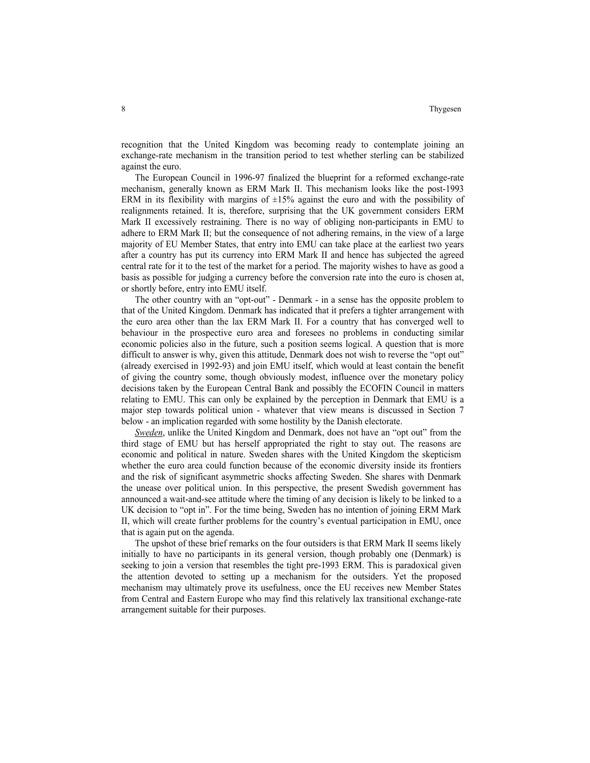recognition that the United Kingdom was becoming ready to contemplate joining an exchange-rate mechanism in the transition period to test whether sterling can be stabilized against the euro.

The European Council in 1996-97 finalized the blueprint for a reformed exchange-rate mechanism, generally known as ERM Mark II. This mechanism looks like the post-1993 ERM in its flexibility with margins of ±15% against the euro and with the possibility of realignments retained. It is, therefore, surprising that the UK government considers ERM Mark II excessively restraining. There is no way of obliging non-participants in EMU to adhere to ERM Mark II; but the consequence of not adhering remains, in the view of a large majority of EU Member States, that entry into EMU can take place at the earliest two years after a country has put its currency into ERM Mark II and hence has subjected the agreed central rate for it to the test of the market for a period. The majority wishes to have as good a basis as possible for judging a currency before the conversion rate into the euro is chosen at, or shortly before, entry into EMU itself.

The other country with an "opt-out" - Denmark - in a sense has the opposite problem to that of the United Kingdom. Denmark has indicated that it prefers a tighter arrangement with the euro area other than the lax ERM Mark II. For a country that has converged well to behaviour in the prospective euro area and foresees no problems in conducting similar economic policies also in the future, such a position seems logical. A question that is more difficult to answer is why, given this attitude, Denmark does not wish to reverse the "opt out" (already exercised in 1992-93) and join EMU itself, which would at least contain the benefit of giving the country some, though obviously modest, influence over the monetary policy decisions taken by the European Central Bank and possibly the ECOFIN Council in matters relating to EMU. This can only be explained by the perception in Denmark that EMU is a major step towards political union - whatever that view means is discussed in Section 7 below - an implication regarded with some hostility by the Danish electorate.

*Sweden*, unlike the United Kingdom and Denmark, does not have an "opt out" from the third stage of EMU but has herself appropriated the right to stay out. The reasons are economic and political in nature. Sweden shares with the United Kingdom the skepticism whether the euro area could function because of the economic diversity inside its frontiers and the risk of significant asymmetric shocks affecting Sweden. She shares with Denmark the unease over political union. In this perspective, the present Swedish government has announced a wait-and-see attitude where the timing of any decision is likely to be linked to a UK decision to "opt in". For the time being, Sweden has no intention of joining ERM Mark II, which will create further problems for the country's eventual participation in EMU, once that is again put on the agenda.

The upshot of these brief remarks on the four outsiders is that ERM Mark II seems likely initially to have no participants in its general version, though probably one (Denmark) is seeking to join a version that resembles the tight pre-1993 ERM. This is paradoxical given the attention devoted to setting up a mechanism for the outsiders. Yet the proposed mechanism may ultimately prove its usefulness, once the EU receives new Member States from Central and Eastern Europe who may find this relatively lax transitional exchange-rate arrangement suitable for their purposes.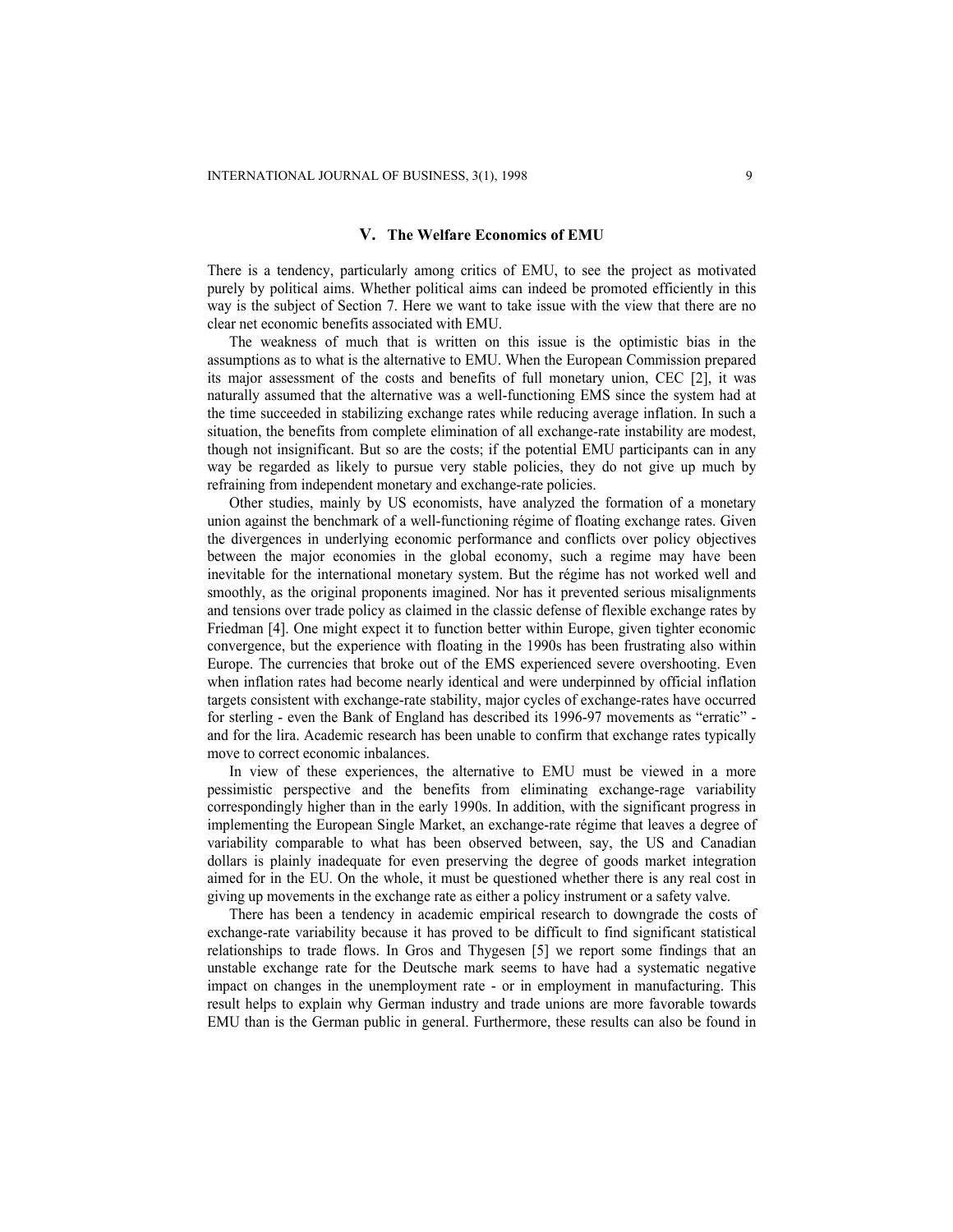## V. The Welfare Economics of EMU

There is a tendency, particularly among critics of EMU, to see the project as motivated purely by political aims. Whether political aims can indeed be promoted efficiently in this way is the subject of Section 7. Here we want to take issue with the view that there are no clear net economic benefits associated with EMU.

The weakness of much that is written on this issue is the optimistic bias in the assumptions as to what is the alternative to EMU. When the European Commission prepared its major assessment of the costs and benefits of full monetary union, CEC [2], it was naturally assumed that the alternative was a well-functioning EMS since the system had at the time succeeded in stabilizing exchange rates while reducing average inflation. In such a situation, the benefits from complete elimination of all exchange-rate instability are modest, though not insignificant. But so are the costs; if the potential EMU participants can in any way be regarded as likely to pursue very stable policies, they do not give up much by refraining from independent monetary and exchange-rate policies.

Other studies, mainly by US economists, have analyzed the formation of a monetary union against the benchmark of a well-functioning régime of floating exchange rates. Given the divergences in underlying economic performance and conflicts over policy objectives between the major economies in the global economy, such a regime may have been inevitable for the international monetary system. But the régime has not worked well and smoothly, as the original proponents imagined. Nor has it prevented serious misalignments and tensions over trade policy as claimed in the classic defense of flexible exchange rates by Friedman [4]. One might expect it to function better within Europe, given tighter economic convergence, but the experience with floating in the 1990s has been frustrating also within Europe. The currencies that broke out of the EMS experienced severe overshooting. Even when inflation rates had become nearly identical and were underpinned by official inflation targets consistent with exchange-rate stability, major cycles of exchange-rates have occurred for sterling - even the Bank of England has described its 1996-97 movements as "erratic" - and for the lira. Academic research has been unable to confirm that exchange rates typically move to correct economic inbalances.

In view of these experiences, the alternative to EMU must be viewed in a more pessimistic perspective and the benefits from eliminating exchange-rage variability correspondingly higher than in the early 1990s. In addition, with the significant progress in implementing the European Single Market, an exchange-rate régime that leaves a degree of variability comparable to what has been observed between, say, the US and Canadian dollars is plainly inadequate for even preserving the degree of goods market integration aimed for in the EU. On the whole, it must be questioned whether there is any real cost in giving up movements in the exchange rate as either a policy instrument or a safety valve.

There has been a tendency in academic empirical research to downgrade the costs of exchange-rate variability because it has proved to be difficult to find significant statistical relationships to trade flows. In Gros and Thygesen [5] we report some findings that an unstable exchange rate for the Deutsche mark seems to have had a systematic negative impact on changes in the unemployment rate - or in employment in manufacturing. This result helps to explain why German industry and trade unions are more favorable towards EMU than is the German public in general. Furthermore, these results can also be found in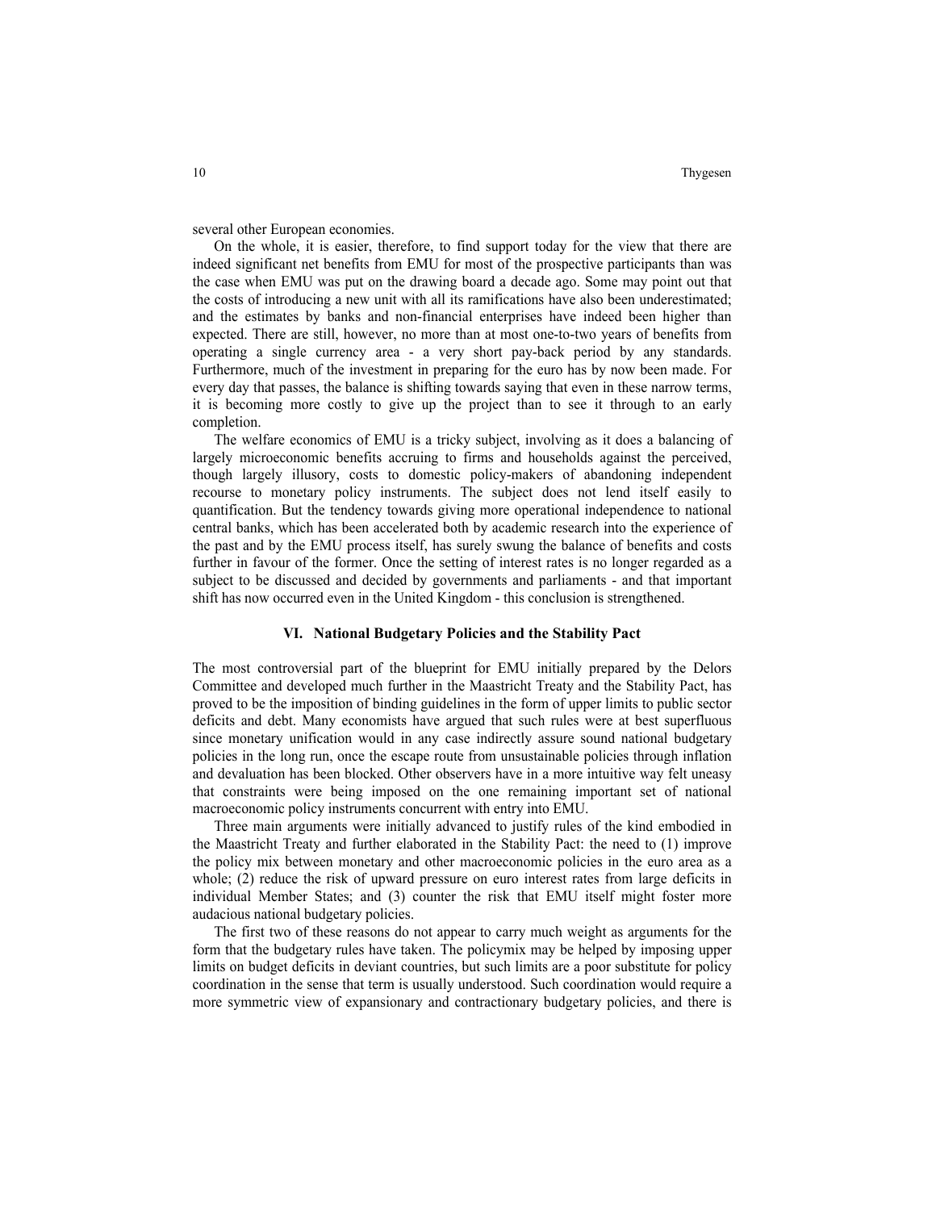several other European economies.

On the whole, it is easier, therefore, to find support today for the view that there are indeed significant net benefits from EMU for most of the prospective participants than was the case when EMU was put on the drawing board a decade ago. Some may point out that the costs of introducing a new unit with all its ramifications have also been underestimated; and the estimates by banks and non-financial enterprises have indeed been higher than expected. There are still, however, no more than at most one-to-two years of benefits from operating a single currency area - a very short pay-back period by any standards. Furthermore, much of the investment in preparing for the euro has by now been made. For every day that passes, the balance is shifting towards saying that even in these narrow terms, it is becoming more costly to give up the project than to see it through to an early completion.

The welfare economics of EMU is a tricky subject, involving as it does a balancing of largely microeconomic benefits accruing to firms and households against the perceived, though largely illusory, costs to domestic policy-makers of abandoning independent recourse to monetary policy instruments. The subject does not lend itself easily to quantification. But the tendency towards giving more operational independence to national central banks, which has been accelerated both by academic research into the experience of the past and by the EMU process itself, has surely swung the balance of benefits and costs further in favour of the former. Once the setting of interest rates is no longer regarded as a subject to be discussed and decided by governments and parliaments - and that important shift has now occurred even in the United Kingdom - this conclusion is strengthened.

## VI. National Budgetary Policies and the Stability Pact

The most controversial part of the blueprint for EMU initially prepared by the Delors Committee and developed much further in the Maastricht Treaty and the Stability Pact, has proved to be the imposition of binding guidelines in the form of upper limits to public sector deficits and debt. Many economists have argued that such rules were at best superfluous since monetary unification would in any case indirectly assure sound national budgetary policies in the long run, once the escape route from unsustainable policies through inflation and devaluation has been blocked. Other observers have in a more intuitive way felt uneasy that constraints were being imposed on the one remaining important set of national macroeconomic policy instruments concurrent with entry into EMU.

Three main arguments were initially advanced to justify rules of the kind embodied in the Maastricht Treaty and further elaborated in the Stability Pact: the need to (1) improve the policy mix between monetary and other macroeconomic policies in the euro area as a whole; (2) reduce the risk of upward pressure on euro interest rates from large deficits in individual Member States; and (3) counter the risk that EMU itself might foster more audacious national budgetary policies.

The first two of these reasons do not appear to carry much weight as arguments for the form that the budgetary rules have taken. The policymix may be helped by imposing upper limits on budget deficits in deviant countries, but such limits are a poor substitute for policy coordination in the sense that term is usually understood. Such coordination would require a more symmetric view of expansionary and contractionary budgetary policies, and there is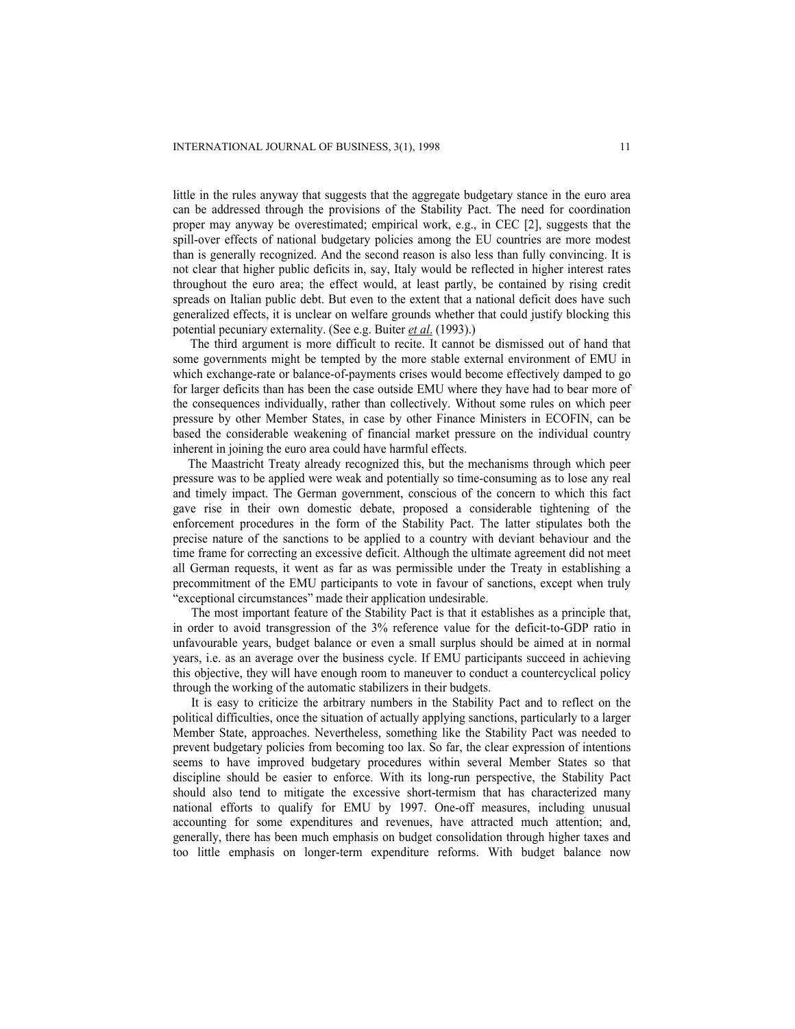little in the rules anyway that suggests that the aggregate budgetary stance in the euro area can be addressed through the provisions of the Stability Pact. The need for coordination proper may anyway be overestimated; empirical work, e.g., in CEC [2], suggests that the spill-over effects of national budgetary policies among the EU countries are more modest than is generally recognized. And the second reason is also less than fully convincing. It is not clear that higher public deficits in, say, Italy would be reflected in higher interest rates throughout the euro area; the effect would, at least partly, be contained by rising credit spreads on Italian public debt. But even to the extent that a national deficit does have such generalized effects, it is unclear on welfare grounds whether that could justify blocking this potential pecuniary externality. (See e.g. Buiter *et al.* (1993).)

The third argument is more difficult to recite. It cannot be dismissed out of hand that some governments might be tempted by the more stable external environment of EMU in which exchange-rate or balance-of-payments crises would become effectively damped to go for larger deficits than has been the case outside EMU where they have had to bear more of the consequences individually, rather than collectively. Without some rules on which peer pressure by other Member States, in case by other Finance Ministers in ECOFIN, can be based the considerable weakening of financial market pressure on the individual country inherent in joining the euro area could have harmful effects.

The Maastricht Treaty already recognized this, but the mechanisms through which peer pressure was to be applied were weak and potentially so time-consuming as to lose any real and timely impact. The German government, conscious of the concern to which this fact gave rise in their own domestic debate, proposed a considerable tightening of the enforcement procedures in the form of the Stability Pact. The latter stipulates both the precise nature of the sanctions to be applied to a country with deviant behaviour and the time frame for correcting an excessive deficit. Although the ultimate agreement did not meet all German requests, it went as far as was permissible under the Treaty in establishing a precommitment of the EMU participants to vote in favour of sanctions, except when truly "exceptional circumstances" made their application undesirable.

The most important feature of the Stability Pact is that it establishes as a principle that, in order to avoid transgression of the 3% reference value for the deficit-to-GDP ratio in unfavourable years, budget balance or even a small surplus should be aimed at in normal years, i.e. as an average over the business cycle. If EMU participants succeed in achieving this objective, they will have enough room to maneuver to conduct a countercyclical policy through the working of the automatic stabilizers in their budgets.

It is easy to criticize the arbitrary numbers in the Stability Pact and to reflect on the political difficulties, once the situation of actually applying sanctions, particularly to a larger Member State, approaches. Nevertheless, something like the Stability Pact was needed to prevent budgetary policies from becoming too lax. So far, the clear expression of intentions seems to have improved budgetary procedures within several Member States so that discipline should be easier to enforce. With its long-run perspective, the Stability Pact should also tend to mitigate the excessive short-termism that has characterized many national efforts to qualify for EMU by 1997. One-off measures, including unusual accounting for some expenditures and revenues, have attracted much attention; and, generally, there has been much emphasis on budget consolidation through higher taxes and too little emphasis on longer-term expenditure reforms. With budget balance now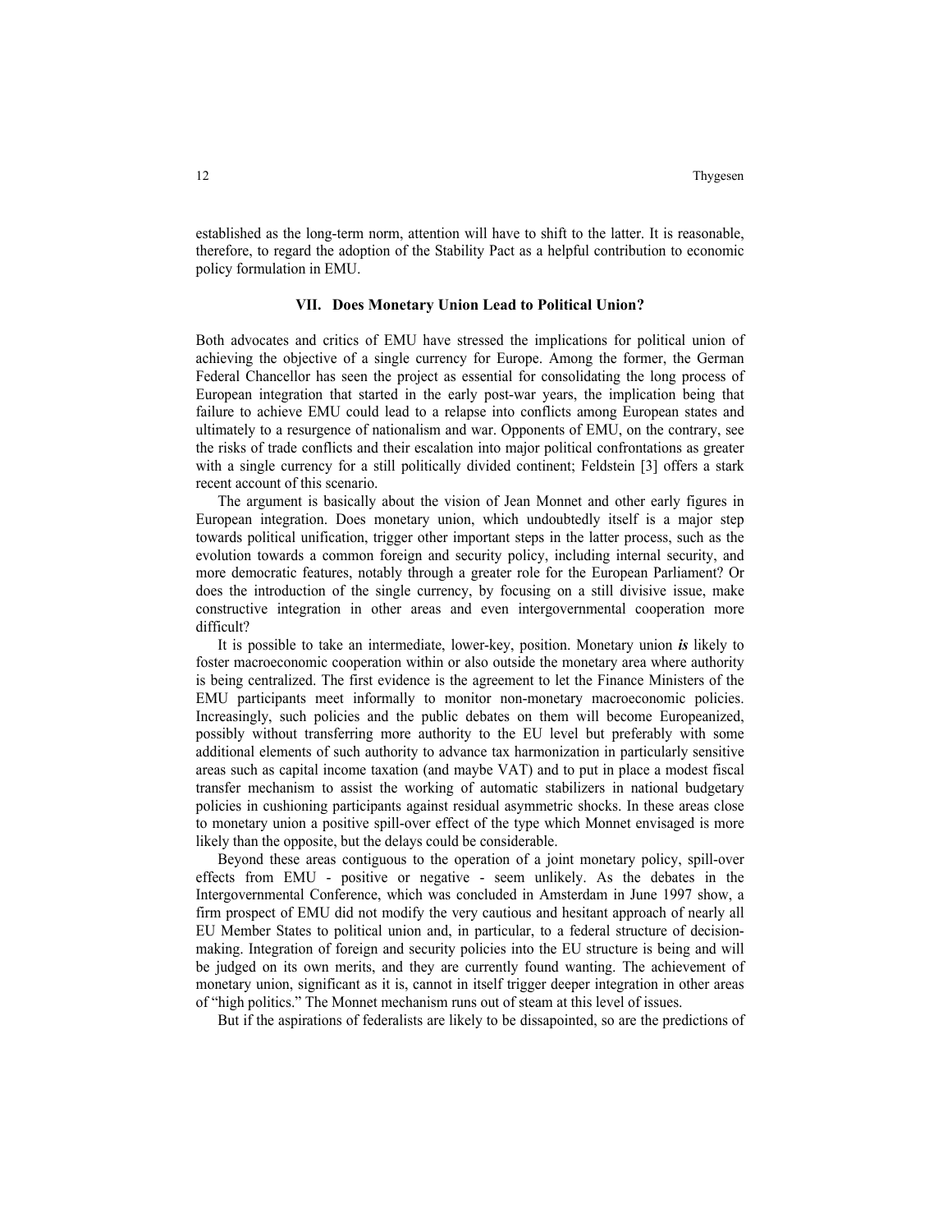established as the long-term norm, attention will have to shift to the latter. It is reasonable, therefore, to regard the adoption of the Stability Pact as a helpful contribution to economic policy formulation in EMU.

## VII. Does Monetary Union Lead to Political Union?

Both advocates and critics of EMU have stressed the implications for political union of achieving the objective of a single currency for Europe. Among the former, the German Federal Chancellor has seen the project as essential for consolidating the long process of European integration that started in the early post-war years, the implication being that failure to achieve EMU could lead to a relapse into conflicts among European states and ultimately to a resurgence of nationalism and war. Opponents of EMU, on the contrary, see the risks of trade conflicts and their escalation into major political confrontations as greater with a single currency for a still politically divided continent; Feldstein [3] offers a stark recent account of this scenario.

The argument is basically about the vision of Jean Monnet and other early figures in European integration. Does monetary union, which undoubtedly itself is a major step towards political unification, trigger other important steps in the latter process, such as the evolution towards a common foreign and security policy, including internal security, and more democratic features, notably through a greater role for the European Parliament? Or does the introduction of the single currency, by focusing on a still divisive issue, make constructive integration in other areas and even intergovernmental cooperation more difficult?

It is possible to take an intermediate, lower-key, position. Monetary union ***is*** likely to foster macroeconomic cooperation within or also outside the monetary area where authority is being centralized. The first evidence is the agreement to let the Finance Ministers of the EMU participants meet informally to monitor non-monetary macroeconomic policies. Increasingly, such policies and the public debates on them will become Europeanized, possibly without transferring more authority to the EU level but preferably with some additional elements of such authority to advance tax harmonization in particularly sensitive areas such as capital income taxation (and maybe VAT) and to put in place a modest fiscal transfer mechanism to assist the working of automatic stabilizers in national budgetary policies in cushioning participants against residual asymmetric shocks. In these areas close to monetary union a positive spill-over effect of the type which Monnet envisaged is more likely than the opposite, but the delays could be considerable.

Beyond these areas contiguous to the operation of a joint monetary policy, spill-over effects from EMU - positive or negative - seem unlikely. As the debates in the Intergovernmental Conference, which was concluded in Amsterdam in June 1997 show, a firm prospect of EMU did not modify the very cautious and hesitant approach of nearly all EU Member States to political union and, in particular, to a federal structure of decision-making. Integration of foreign and security policies into the EU structure is being and will be judged on its own merits, and they are currently found wanting. The achievement of monetary union, significant as it is, cannot in itself trigger deeper integration in other areas of "high politics." The Monnet mechanism runs out of steam at this level of issues.

But if the aspirations of federalists are likely to be dissapointed, so are the predictions of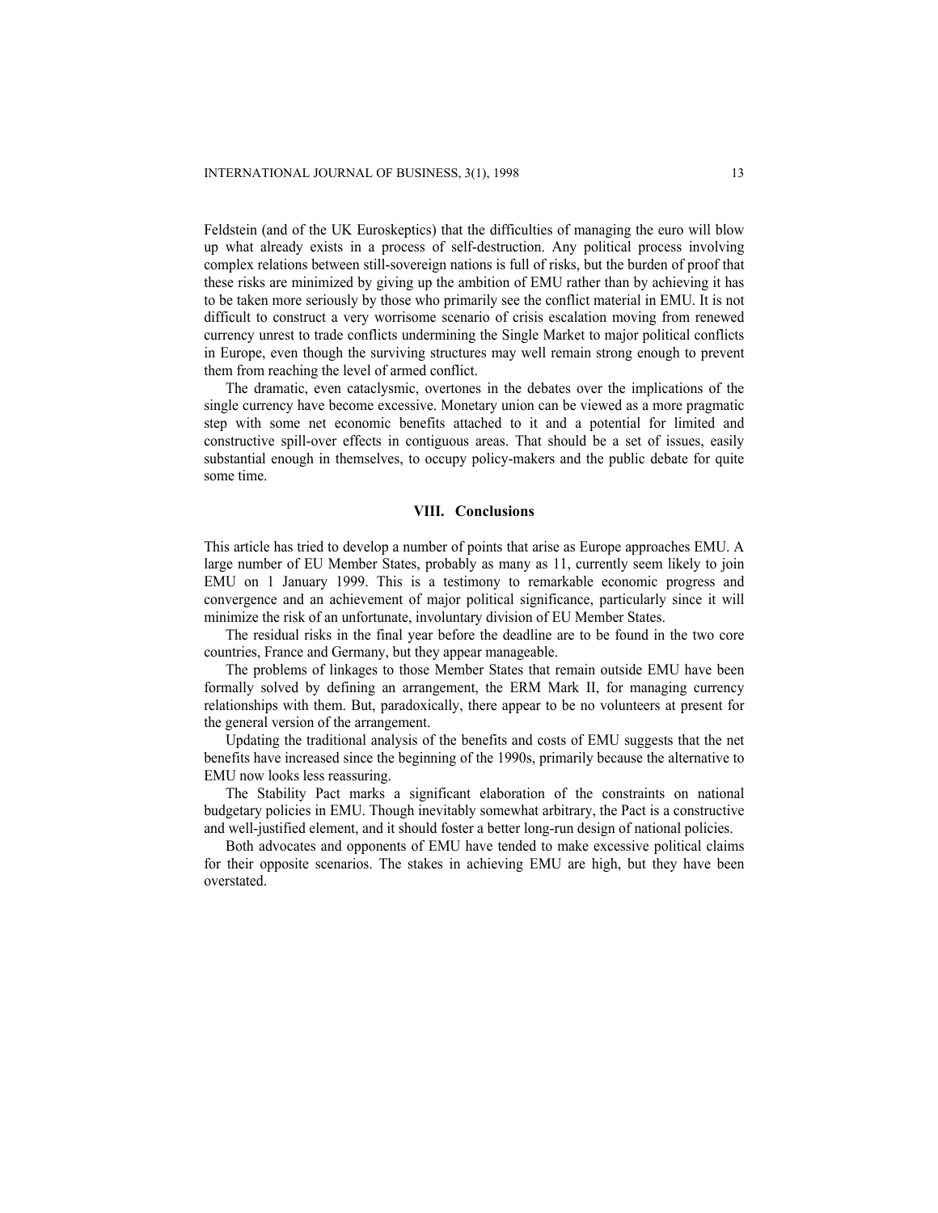Feldstein (and of the UK Euroskeptics) that the difficulties of managing the euro will blow up what already exists in a process of self-destruction. Any political process involving complex relations between still-sovereign nations is full of risks, but the burden of proof that these risks are minimized by giving up the ambition of EMU rather than by achieving it has to be taken more seriously by those who primarily see the conflict material in EMU. It is not difficult to construct a very worrisome scenario of crisis escalation moving from renewed currency unrest to trade conflicts undermining the Single Market to major political conflicts in Europe, even though the surviving structures may well remain strong enough to prevent them from reaching the level of armed conflict.

The dramatic, even cataclysmic, overtones in the debates over the implications of the single currency have become excessive. Monetary union can be viewed as a more pragmatic step with some net economic benefits attached to it and a potential for limited and constructive spill-over effects in contiguous areas. That should be a set of issues, easily substantial enough in themselves, to occupy policy-makers and the public debate for quite some time.

## VIII. Conclusions

This article has tried to develop a number of points that arise as Europe approaches EMU. A large number of EU Member States, probably as many as 11, currently seem likely to join EMU on 1 January 1999. This is a testimony to remarkable economic progress and convergence and an achievement of major political significance, particularly since it will minimize the risk of an unfortunate, involuntary division of EU Member States.

The residual risks in the final year before the deadline are to be found in the two core countries, France and Germany, but they appear manageable.

The problems of linkages to those Member States that remain outside EMU have been formally solved by defining an arrangement, the ERM Mark II, for managing currency relationships with them. But, paradoxically, there appear to be no volunteers at present for the general version of the arrangement.

Updating the traditional analysis of the benefits and costs of EMU suggests that the net benefits have increased since the beginning of the 1990s, primarily because the alternative to EMU now looks less reassuring.

The Stability Pact marks a significant elaboration of the constraints on national budgetary policies in EMU. Though inevitably somewhat arbitrary, the Pact is a constructive and well-justified element, and it should foster a better long-run design of national policies.

Both advocates and opponents of EMU have tended to make excessive political claims for their opposite scenarios. The stakes in achieving EMU are high, but they have been overstated.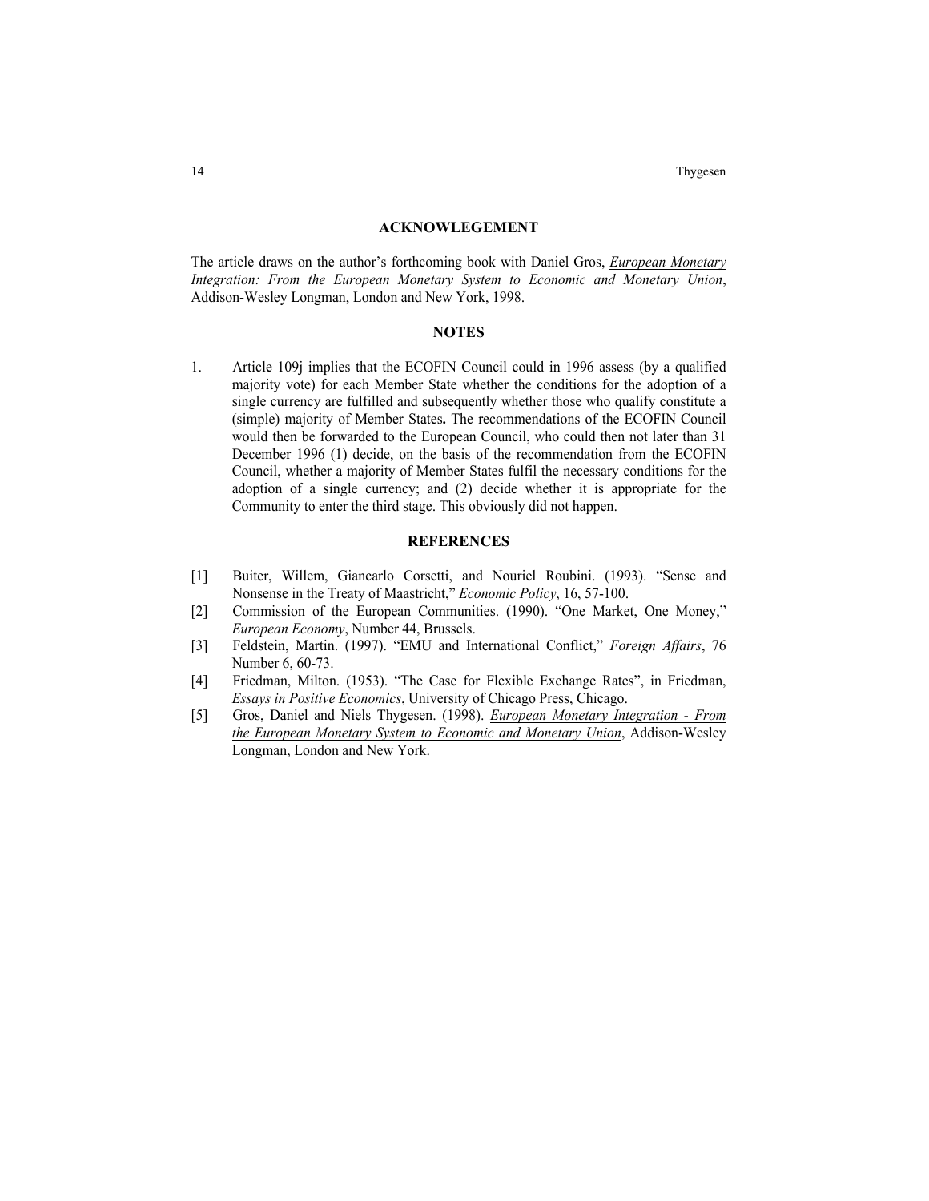## ACKNOWLEGEMENT

The article draws on the author's forthcoming book with Daniel Gros, European Monetary Integration: From the European Monetary System to Economic and Monetary Union, Addison-Wesley Longman, London and New York, 1998.

## NOTES

1. Article 109j implies that the ECOFIN Council could in 1996 assess (by a qualified majority vote) for each Member State whether the conditions for the adoption of a single currency are fulfilled and subsequently whether those who qualify constitute a (simple) majority of Member States**.** The recommendations of the ECOFIN Council would then be forwarded to the European Council, who could then not later than 31 December 1996 (1) decide, on the basis of the recommendation from the ECOFIN Council, whether a majority of Member States fulfil the necessary conditions for the adoption of a single currency; and (2) decide whether it is appropriate for the Community to enter the third stage. This obviously did not happen.

## REFERENCES

[1] Buiter, Willem, Giancarlo Corsetti, and Nouriel Roubini. (1993). "Sense and Nonsense in the Treaty of Maastricht," *Economic Policy*, 16, 57-100.

[2] Commission of the European Communities. (1990). "One Market, One Money," *European Economy*, Number 44, Brussels.

[3] Feldstein, Martin. (1997). "EMU and International Conflict," *Foreign Affairs*, 76 Number 6, 60-73.

[4] Friedman, Milton. (1953). "The Case for Flexible Exchange Rates", in Friedman, *Essays in Positive Economics*, University of Chicago Press, Chicago.

[5] Gros, Daniel and Niels Thygesen. (1998). European Monetary Integration - From the European Monetary System to Economic and Monetary Union, Addison-Wesley Longman, London and New York.